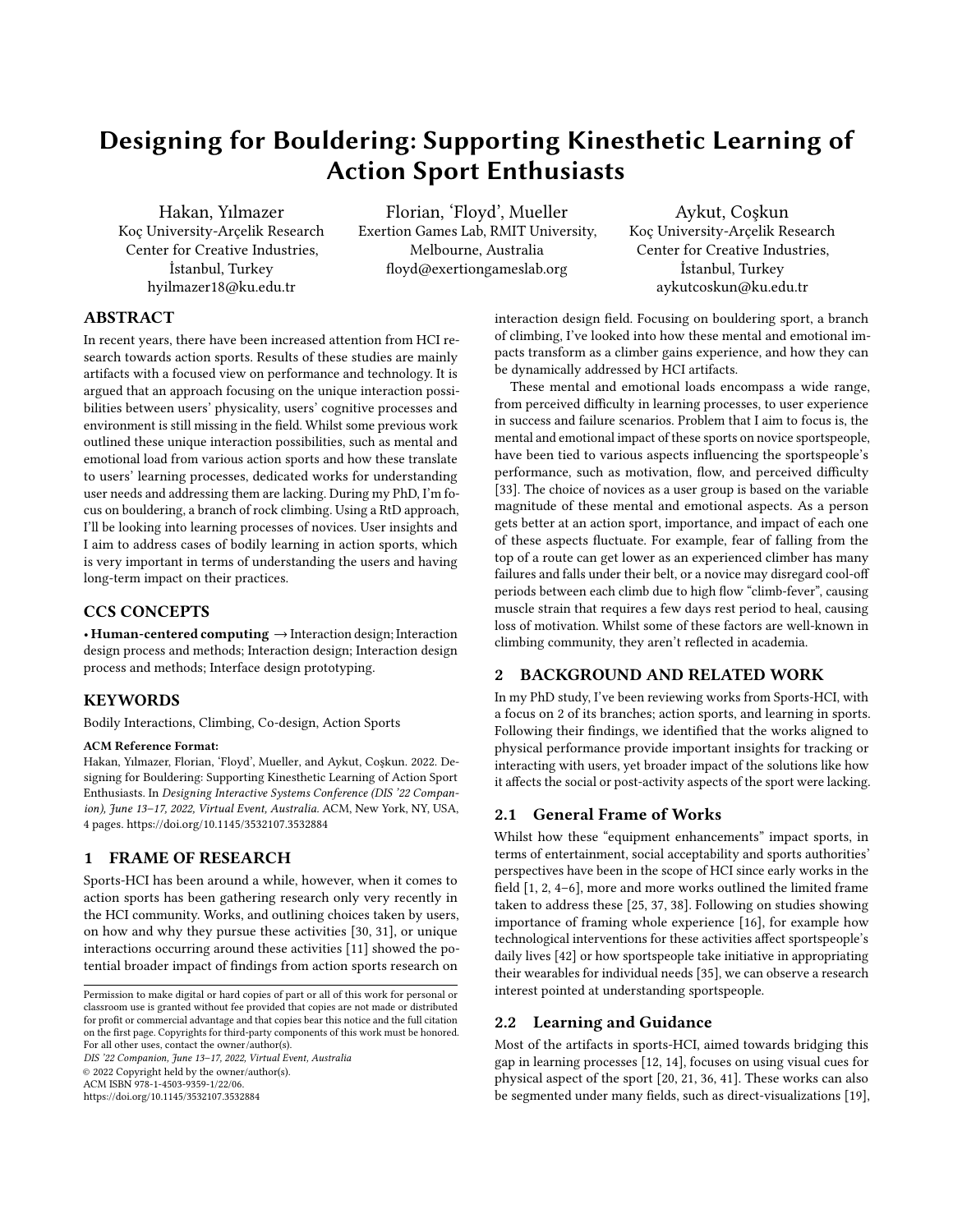# Designing for Bouldering: Supporting Kinesthetic Learning of Action Sport Enthusiasts

Hakan, Yılmazer
Koç University-Arçelik Research Center for Creative Industries,
İstanbul, Turkey
hyilmazer18@ku.edu.tr

Florian, 'Floyd', Mueller
Exertion Games Lab, RMIT University,
Melbourne, Australia
floyd@exertiongameslab.org

Aykut, Coşkun
Koç University-Arçelik Research Center for Creative Industries,
İstanbul, Turkey
aykutcoskun@ku.edu.tr

## ABSTRACT

In recent years, there have been increased attention from HCI research towards action sports. Results of these studies are mainly artifacts with a focused view on performance and technology. It is argued that an approach focusing on the unique interaction possibilities between users' physicality, users' cognitive processes and environment is still missing in the field. Whilst some previous work outlined these unique interaction possibilities, such as mental and emotional load from various action sports and how these translate to users' learning processes, dedicated works for understanding user needs and addressing them are lacking. During my PhD, I'm focus on bouldering, a branch of rock climbing. Using a RtD approach, I'll be looking into learning processes of novices. User insights and I aim to address cases of bodily learning in action sports, which is very important in terms of understanding the users and having long-term impact on their practices.

## CCS CONCEPTS

• **Human-centered computing** → Interaction design; Interaction design process and methods; Interaction design; Interaction design process and methods; Interface design prototyping.

## KEYWORDS

Bodily Interactions, Climbing, Co-design, Action Sports

**ACM Reference Format:**
Hakan, Yılmazer, Florian, 'Floyd', Mueller, and Aykut, Coşkun. 2022. Designing for Bouldering: Supporting Kinesthetic Learning of Action Sport Enthusiasts. In *Designing Interactive Systems Conference (DIS '22 Companion), June 13–17, 2022, Virtual Event, Australia.* ACM, New York, NY, USA, 4 pages. https://doi.org/10.1145/3532107.3532884

Permission to make digital or hard copies of part or all of this work for personal or classroom use is granted without fee provided that copies are not made or distributed for profit or commercial advantage and that copies bear this notice and the full citation on the first page. Copyrights for third-party components of this work must be honored. For all other uses, contact the owner/author(s).
*DIS '22 Companion, June 13–17, 2022, Virtual Event, Australia*
© 2022 Copyright held by the owner/author(s).
ACM ISBN 978-1-4503-9359-1/22/06.
https://doi.org/10.1145/3532107.3532884

## 1 FRAME OF RESEARCH

Sports-HCI has been around a while, however, when it comes to action sports has been gathering research only very recently in the HCI community. Works, and outlining choices taken by users, on how and why they pursue these activities [30, 31], or unique interactions occurring around these activities [11] showed the potential broader impact of findings from action sports research on interaction design field. Focusing on bouldering sport, a branch of climbing, I've looked into how these mental and emotional impacts transform as a climber gains experience, and how they can be dynamically addressed by HCI artifacts.

These mental and emotional loads encompass a wide range, from perceived difficulty in learning processes, to user experience in success and failure scenarios. Problem that I aim to focus is, the mental and emotional impact of these sports on novice sportspeople, have been tied to various aspects influencing the sportspeople's performance, such as motivation, flow, and perceived difficulty [33]. The choice of novices as a user group is based on the variable magnitude of these mental and emotional aspects. As a person gets better at an action sport, importance, and impact of each one of these aspects fluctuate. For example, fear of falling from the top of a route can get lower as an experienced climber has many failures and falls under their belt, or a novice may disregard cool-off periods between each climb due to high flow "climb-fever", causing muscle strain that requires a few days rest period to heal, causing loss of motivation. Whilst some of these factors are well-known in climbing community, they aren't reflected in academia.

## 2 BACKGROUND AND RELATED WORK

In my PhD study, I've been reviewing works from Sports-HCI, with a focus on 2 of its branches; action sports, and learning in sports. Following their findings, we identified that the works aligned to physical performance provide important insights for tracking or interacting with users, yet broader impact of the solutions like how it affects the social or post-activity aspects of the sport were lacking.

### 2.1 General Frame of Works

Whilst how these "equipment enhancements" impact sports, in terms of entertainment, social acceptability and sports authorities' perspectives have been in the scope of HCI since early works in the field [1, 2, 4–6], more and more works outlined the limited frame taken to address these [25, 37, 38]. Following on studies showing importance of framing whole experience [16], for example how technological interventions for these activities affect sportspeople's daily lives [42] or how sportspeople take initiative in appropriating their wearables for individual needs [35], we can observe a research interest pointed at understanding sportspeople.

### 2.2 Learning and Guidance

Most of the artifacts in sports-HCI, aimed towards bridging this gap in learning processes [12, 14], focuses on using visual cues for physical aspect of the sport [20, 21, 36, 41]. These works can also be segmented under many fields, such as direct-visualizations [19],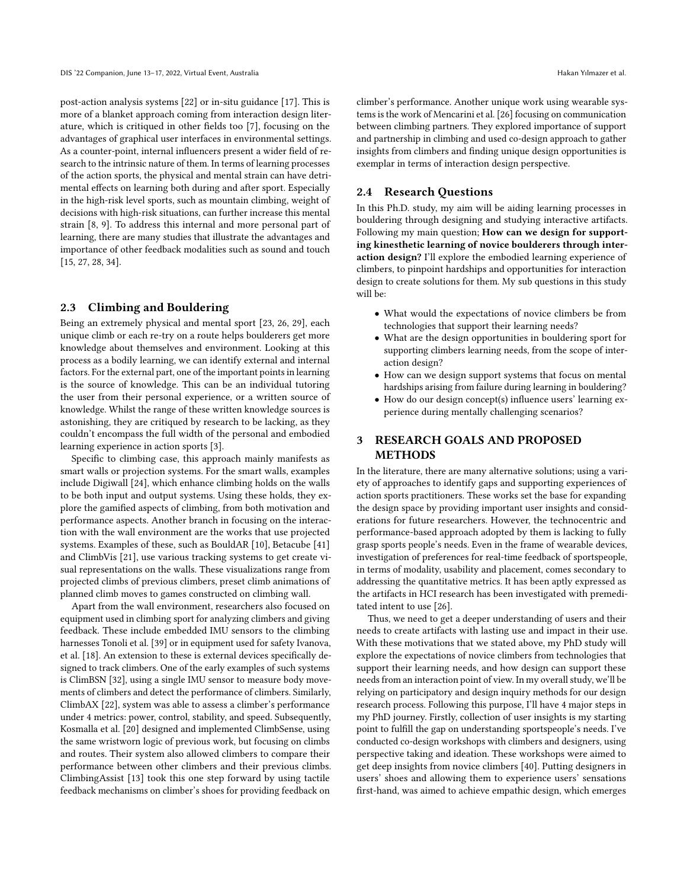post-action analysis systems [22] or in-situ guidance [17]. This is more of a blanket approach coming from interaction design literature, which is critiqued in other fields too [7], focusing on the advantages of graphical user interfaces in environmental settings. As a counter-point, internal influencers present a wider field of research to the intrinsic nature of them. In terms of learning processes of the action sports, the physical and mental strain can have detrimental effects on learning both during and after sport. Especially in the high-risk level sports, such as mountain climbing, weight of decisions with high-risk situations, can further increase this mental strain [8, 9]. To address this internal and more personal part of learning, there are many studies that illustrate the advantages and importance of other feedback modalities such as sound and touch [15, 27, 28, 34].

## 2.3 Climbing and Bouldering

Being an extremely physical and mental sport [23, 26, 29], each unique climb or each re-try on a route helps boulderers get more knowledge about themselves and environment. Looking at this process as a bodily learning, we can identify external and internal factors. For the external part, one of the important points in learning is the source of knowledge. This can be an individual tutoring the user from their personal experience, or a written source of knowledge. Whilst the range of these written knowledge sources is astonishing, they are critiqued by research to be lacking, as they couldn't encompass the full width of the personal and embodied learning experience in action sports [3].

Specific to climbing case, this approach mainly manifests as smart walls or projection systems. For the smart walls, examples include Digiwall [24], which enhance climbing holds on the walls to be both input and output systems. Using these holds, they explore the gamified aspects of climbing, from both motivation and performance aspects. Another branch in focusing on the interaction with the wall environment are the works that use projected systems. Examples of these, such as BouldAR [10], Betacube [41] and ClimbVis [21], use various tracking systems to get create visual representations on the walls. These visualizations range from projected climbs of previous climbers, preset climb animations of planned climb moves to games constructed on climbing wall.

Apart from the wall environment, researchers also focused on equipment used in climbing sport for analyzing climbers and giving feedback. These include embedded IMU sensors to the climbing harnesses Tonoli et al. [39] or in equipment used for safety Ivanova, et al. [18]. An extension to these is external devices specifically designed to track climbers. One of the early examples of such systems is ClimBSN [32], using a single IMU sensor to measure body movements of climbers and detect the performance of climbers. Similarly, ClimbAX [22], system was able to assess a climber's performance under 4 metrics: power, control, stability, and speed. Subsequently, Kosmalla et al. [20] designed and implemented ClimbSense, using the same wristworn logic of previous work, but focusing on climbs and routes. Their system also allowed climbers to compare their performance between other climbers and their previous climbs. ClimbingAssist [13] took this one step forward by using tactile feedback mechanisms on climber's shoes for providing feedback on climber's performance. Another unique work using wearable systems is the work of Mencarini et al. [26] focusing on communication between climbing partners. They explored importance of support and partnership in climbing and used co-design approach to gather insights from climbers and finding unique design opportunities is exemplar in terms of interaction design perspective.

## 2.4 Research Questions

In this Ph.D. study, my aim will be aiding learning processes in bouldering through designing and studying interactive artifacts. Following my main question; **How can we design for supporting kinesthetic learning of novice boulderers through interaction design?** I'll explore the embodied learning experience of climbers, to pinpoint hardships and opportunities for interaction design to create solutions for them. My sub questions in this study will be:

- What would the expectations of novice climbers be from technologies that support their learning needs?
- What are the design opportunities in bouldering sport for supporting climbers learning needs, from the scope of interaction design?
- How can we design support systems that focus on mental hardships arising from failure during learning in bouldering?
- How do our design concept(s) influence users' learning experience during mentally challenging scenarios?

# 3 RESEARCH GOALS AND PROPOSED METHODS

In the literature, there are many alternative solutions; using a variety of approaches to identify gaps and supporting experiences of action sports practitioners. These works set the base for expanding the design space by providing important user insights and considerations for future researchers. However, the technocentric and performance-based approach adopted by them is lacking to fully grasp sports people's needs. Even in the frame of wearable devices, investigation of preferences for real-time feedback of sportspeople, in terms of modality, usability and placement, comes secondary to addressing the quantitative metrics. It has been aptly expressed as the artifacts in HCI research has been investigated with premeditated intent to use [26].

Thus, we need to get a deeper understanding of users and their needs to create artifacts with lasting use and impact in their use. With these motivations that we stated above, my PhD study will explore the expectations of novice climbers from technologies that support their learning needs, and how design can support these needs from an interaction point of view. In my overall study, we'll be relying on participatory and design inquiry methods for our design research process. Following this purpose, I'll have 4 major steps in my PhD journey. Firstly, collection of user insights is my starting point to fulfill the gap on understanding sportspeople's needs. I've conducted co-design workshops with climbers and designers, using perspective taking and ideation. These workshops were aimed to get deep insights from novice climbers [40]. Putting designers in users' shoes and allowing them to experience users' sensations first-hand, was aimed to achieve empathic design, which emerges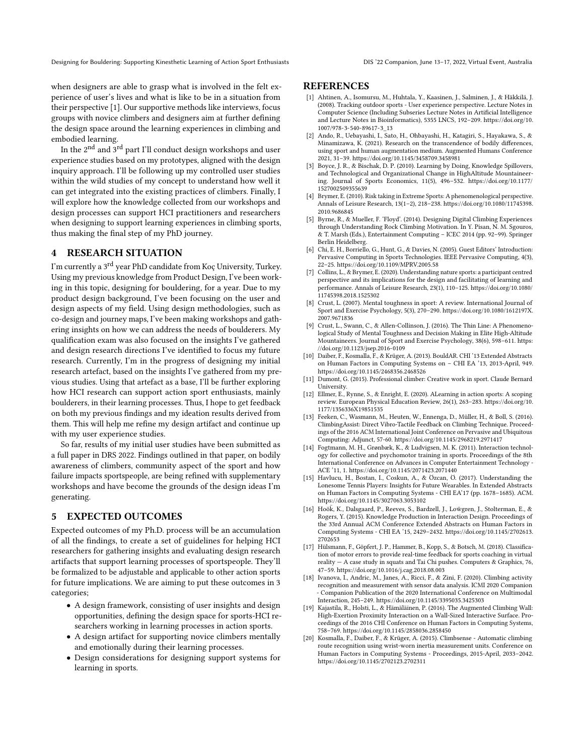when designers are able to grasp what is involved in the felt experience of user's lives and what is like to be in a situation from their perspective [1]. Our supportive methods like interviews, focus groups with novice climbers and designers aim at further defining the design space around the learning experiences in climbing and embodied learning.

In the 2nd and 3rd part I'll conduct design workshops and user experience studies based on my prototypes, aligned with the design inquiry approach. I'll be following up my controlled user studies within the wild studies of my concept to understand how well it can get integrated into the existing practices of climbers. Finally, I will explore how the knowledge collected from our workshops and design processes can support HCI practitioners and researchers when designing to support learning experiences in climbing sports, thus making the final step of my PhD journey.

## 4 RESEARCH SITUATION

I'm currently a 3rd year PhD candidate from Koç University, Turkey. Using my previous knowledge from Product Design, I've been working in this topic, designing for bouldering, for a year. Due to my product design background, I've been focusing on the user and design aspects of my field. Using design methodologies, such as co-design and journey maps, I've been making workshops and gathering insights on how we can address the needs of boulderers. My qualification exam was also focused on the insights I've gathered and design research directions I've identified to focus my future research. Currently, I'm in the progress of designing my initial research artefact, based on the insights I've gathered from my previous studies. Using that artefact as a base, I'll be further exploring how HCI research can support action sport enthusiasts, mainly boulderers, in their learning processes. Thus, I hope to get feedback on both my previous findings and my ideation results derived from them. This will help me refine my design artifact and continue up with my user experience studies.

So far, results of my initial user studies have been submitted as a full paper in DRS 2022. Findings outlined in that paper, on bodily awareness of climbers, community aspect of the sport and how failure impacts sportspeople, are being refined with supplementary workshops and have become the grounds of the design ideas I'm generating.

## 5 EXPECTED OUTCOMES

Expected outcomes of my Ph.D. process will be an accumulation of all the findings, to create a set of guidelines for helping HCI researchers for gathering insights and evaluating design research artifacts that support learning processes of sportspeople. They'll be formalized to be adjustable and applicable to other action sports for future implications. We are aiming to put these outcomes in 3 categories;

- A design framework, consisting of user insights and design opportunities, defining the design space for sports-HCI researchers working in learning processes in action sports.
- A design artifact for supporting novice climbers mentally and emotionally during their learning processes.
- Design considerations for designing support systems for learning in sports.

## REFERENCES

[1] Ahtinen, A., Isomursu, M., Huhtala, Y., Kaasinen, J., Salminen, J., & Häkkilä, J. (2008). Tracking outdoor sports - User experience perspective. Lecture Notes in Computer Science (Including Subseries Lecture Notes in Artificial Intelligence and Lecture Notes in Bioinformatics), 5355 LNCS, 192–209. https://doi.org/10.1007/978-3-540-89617-3_13

[2] Ando, R., Uebayashi, I., Sato, H., Ohbayashi, H., Katagiri, S., Hayakawa, S., & Minamizawa, K. (2021). Research on the transcendence of bodily differences, using sport and human augmentation medium. Augmented Humans Conference 2021, 31–39. https://doi.org/10.1145/3458709.3458981

[3] Boyce, J. R., & Bischak, D. P. (2010). Learning by Doing, Knowledge Spillovers, and Technological and Organizational Change in HighAltitude Mountaineering. Journal of Sports Economics, 11(5), 496–532. https://doi.org/10.1177/1527002509355639

[4] Brymer, E. (2010). Risk taking in Extreme Sports: A phenomenological perspective. Annals of Leisure Research, 13(1–2), 218–238. https://doi.org/10.1080/11745398.2010.9686845

[5] Byrne, R., & Mueller, F. 'Floyd'. (2014). Designing Digital Climbing Experiences through Understanding Rock Climbing Motivation. In Y. Pisan, N. M. Sgouros, & T. Marsh (Eds.), Entertainment Computing – ICEC 2014 (pp. 92–99). Springer Berlin Heidelberg.

[6] Chi, E. H., Borriello, G., Hunt, G., & Davies, N. (2005). Guest Editors' Introduction: Pervasive Computing in Sports Technologies. IEEE Pervasive Computing, 4(3), 22–25. https://doi.org/10.1109/MPRV.2005.58

[7] Collins, L., & Brymer, E. (2020). Understanding nature sports: a participant centred perspective and its implications for the design and facilitating of learning and performance. Annals of Leisure Research, 23(1), 110–125. https://doi.org/10.1080/11745398.2018.1525302

[8] Crust, L. (2007). Mental toughness in sport: A review. International Journal of Sport and Exercise Psychology, 5(3), 270–290. https://doi.org/10.1080/1612197X.2007.9671836

[9] Crust, L., Swann, C., & Allen-Collinson, J. (2016). The Thin Line: A Phenomenological Study of Mental Toughness and Decision Making in Elite High-Altitude Mountaineers. Journal of Sport and Exercise Psychology, 38(6), 598–611. https://doi.org/10.1123/jsep.2016-0109

[10] Daiber, F., Kosmalla, F., & Krüger, A. (2013). BouldAR. CHI '13 Extended Abstracts on Human Factors in Computing Systems on – CHI EA '13, 2013-April, 949. https://doi.org/10.1145/2468356.2468526

[11] Dumont, G. (2015). Professional climber: Creative work in sport. Claude Bernard University.

[12] Ellmer, E., Rynne, S., & Enright, E. (2020). ALearning in action sports: A scoping review. European Physical Education Review, 26(1), 263–283. https://doi.org/10.1177/1356336X19851535

[13] Feeken, C., Wasmann, M., Heuten, W., Ennenga, D., Müller, H., & Boll, S. (2016). ClimbingAssist: Direct Vibro-Tactile Feedback on Climbing Technique. Proceedings of the 2016 ACM International Joint Conference on Pervasive and Ubiquitous Computing: Adjunct, 57-60. https://doi.org/10.1145/2968219.2971417

[14] Fogtmann, M. H., Grønbæk, K., & Ludvigsen, M. K. (2011). Interaction technology for collective and psychomotor training in sports. Proceedings of the 8th International Conference on Advances in Computer Entertainment Technology - ACE '11, 1. https://doi.org/10.1145/2071423.2071440

[15] Havlucu, H., Bostan, I., Coskun, A., & Özcan, Ö. (2017). Understanding the Lonesome Tennis Players: Insights for Future Wearables. In Extended Abstracts on Human Factors in Computing Systems - CHI EA'17 (pp. 1678–1685). ACM. https://doi.org/10.1145/3027063.3053102

[16] Hoök, K., Dalsgaard, P., Reeves, S., Bardzell, J., Loẅgren, J., Stolterman, E., & Rogers, Y. (2015). Knowledge Production in Interaction Design. Proceedings of the 33rd Annual ACM Conference Extended Abstracts on Human Factors in Computing Systems - CHI EA '15, 2429–2432. https://doi.org/10.1145/2702613.2702653

[17] Hülsmann, F., Göpfert, J. P., Hammer, B., Kopp, S., & Botsch, M. (2018). Classification of motor errors to provide real-time feedback for sports coaching in virtual reality — A case study in squats and Tai Chi pushes. Computers & Graphics, 76, 47–59. https://doi.org/10.1016/j.cag.2018.08.003

[18] Ivanova, I., Andric, M., Janes, A., Ricci, F., & Zini, F. (2020). Climbing activity recognition and measurement with sensor data analysis. ICMI 2020 Companion - Companion Publication of the 2020 International Conference on Multimodal Interaction, 245–249. https://doi.org/10.1145/3395035.3425303

[19] Kajastila, R., Holsti, L., & Hämäläinen, P. (2016). The Augmented Climbing Wall: High-Exertion Proximity Interaction on a Wall-Sized Interactive Surface. Proceedings of the 2016 CHI Conference on Human Factors in Computing Systems, 758–769. https://doi.org/10.1145/2858036.2858450

[20] Kosmalla, F., Daiber, F., & Krüger, A. (2015). Climbsense - Automatic climbing route recognition using wrist-worn inertia measurement units. Conference on Human Factors in Computing Systems - Proceedings, 2015-April, 2033–2042. https://doi.org/10.1145/2702123.2702311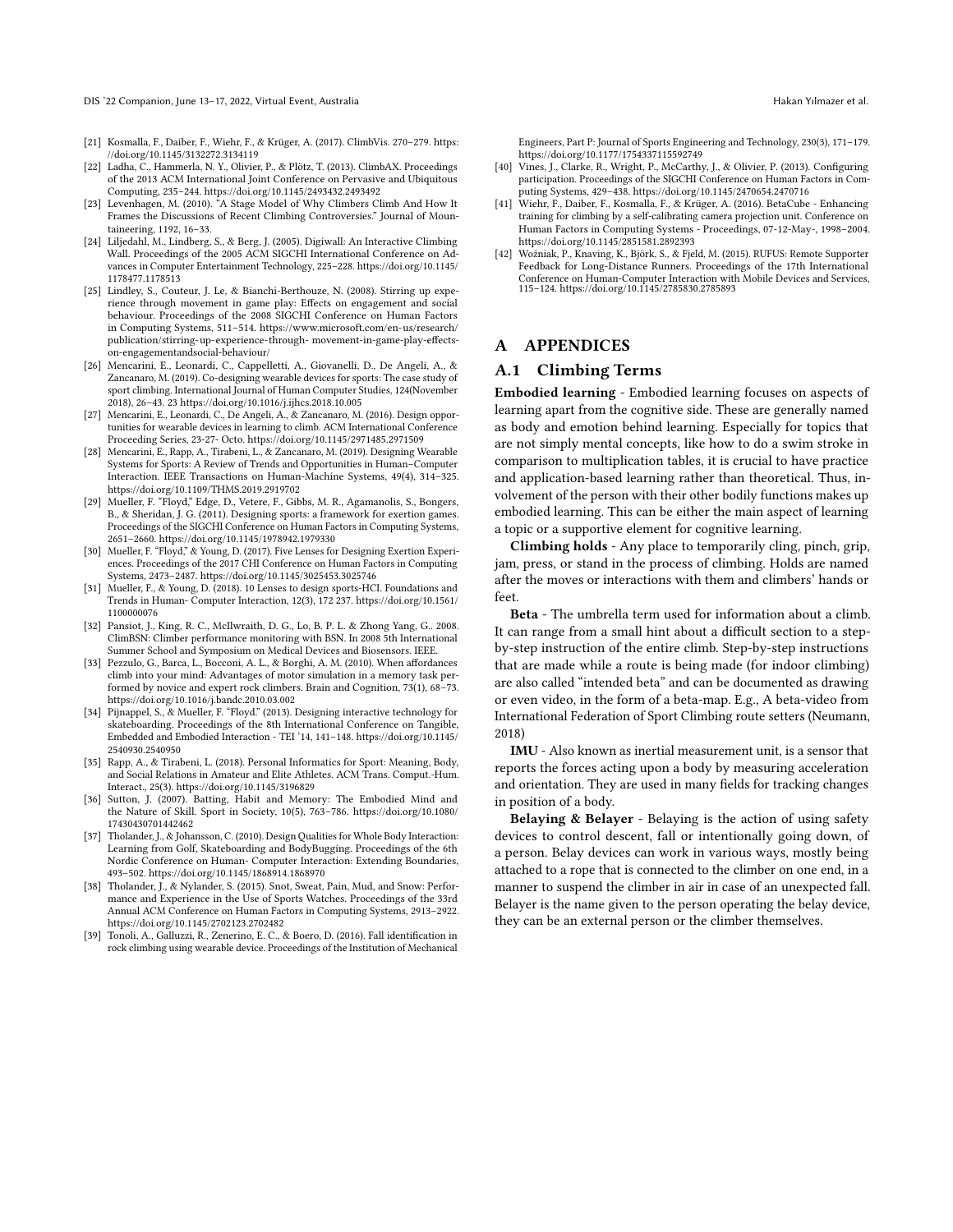[21] Kosmalla, F., Daiber, F., Wiehr, F., & Krüger, A. (2017). ClimbVis. 270–279. https://doi.org/10.1145/3132272.3134119

[22] Ladha, C., Hammerla, N. Y., Olivier, P., & Plötz, T. (2013). ClimbAX. Proceedings of the 2013 ACM International Joint Conference on Pervasive and Ubiquitous Computing, 235–244. https://doi.org/10.1145/2493432.2493492

[23] Levenhagen, M. (2010). "A Stage Model of Why Climbers Climb And How It Frames the Discussions of Recent Climbing Controversies." Journal of Mountaineering, 1192, 16–33.

[24] Liljedahl, M., Lindberg, S., & Berg, J. (2005). Digiwall: An Interactive Climbing Wall. Proceedings of the 2005 ACM SIGCHI International Conference on Advances in Computer Entertainment Technology, 225–228. https://doi.org/10.1145/1178477.1178513

[25] Lindley, S., Couteur, J. Le, & Bianchi-Berthouze, N. (2008). Stirring up experience through movement in game play: Effects on engagement and social behaviour. Proceedings of the 2008 SIGCHI Conference on Human Factors in Computing Systems, 511–514. https://www.microsoft.com/en-us/research/publication/stirring-up-experience-through- movement-in-game-play-effects-on-engagementandsocial-behaviour/

[26] Mencarini, E., Leonardi, C., Cappelletti, A., Giovanelli, D., De Angeli, A., & Zancanaro, M. (2019). Co-designing wearable devices for sports: The case study of sport climbing. International Journal of Human Computer Studies, 124(November 2018), 26–43. 23 https://doi.org/10.1016/j.ijhcs.2018.10.005

[27] Mencarini, E., Leonardi, C., De Angeli, A., & Zancanaro, M. (2016). Design opportunities for wearable devices in learning to climb. ACM International Conference Proceeding Series, 23-27- Octo. https://doi.org/10.1145/2971485.2971509

[28] Mencarini, E., Rapp, A., Tirabeni, L., & Zancanaro, M. (2019). Designing Wearable Systems for Sports: A Review of Trends and Opportunities in Human–Computer Interaction. IEEE Transactions on Human-Machine Systems, 49(4), 314–325. https://doi.org/10.1109/THMS.2019.2919702

[29] Mueller, F. "Floyd," Edge, D., Vetere, F., Gibbs, M. R., Agamanolis, S., Bongers, B., & Sheridan, J. G. (2011). Designing sports: a framework for exertion games. Proceedings of the SIGCHI Conference on Human Factors in Computing Systems, 2651–2660. https://doi.org/10.1145/1978942.1979330

[30] Mueller, F. "Floyd," & Young, D. (2017). Five Lenses for Designing Exertion Experiences. Proceedings of the 2017 CHI Conference on Human Factors in Computing Systems, 2473–2487. https://doi.org/10.1145/3025453.3025746

[31] Mueller, F., & Young, D. (2018). 10 Lenses to design sports-HCI. Foundations and Trends in Human- Computer Interaction, 12(3), 172 237. https://doi.org/10.1561/1100000076

[32] Pansiot, J., King, R. C., McIlwraith, D. G., Lo, B. P. L. & Zhong Yang, G.. 2008. ClimBSN: Climber performance monitoring with BSN. In 2008 5th International Summer School and Symposium on Medical Devices and Biosensors. IEEE.

[33] Pezzulo, G., Barca, L., Bocconi, A. L., & Borghi, A. M. (2010). When affordances climb into your mind: Advantages of motor simulation in a memory task performed by novice and expert rock climbers. Brain and Cognition, 73(1), 68–73. https://doi.org/10.1016/j.bandc.2010.03.002

[34] Pijnappel, S., & Mueller, F. "Floyd." (2013). Designing interactive technology for skateboarding. Proceedings of the 8th International Conference on Tangible, Embedded and Embodied Interaction - TEI '14, 141–148. https://doi.org/10.1145/2540930.2540950

[35] Rapp, A., & Tirabeni, L. (2018). Personal Informatics for Sport: Meaning, Body, and Social Relations in Amateur and Elite Athletes. ACM Trans. Comput.-Hum. Interact., 25(3). https://doi.org/10.1145/3196829

[36] Sutton, J. (2007). Batting, Habit and Memory: The Embodied Mind and the Nature of Skill. Sport in Society, 10(5), 763–786. https://doi.org/10.1080/17430430701442462

[37] Tholander, J., & Johansson, C. (2010). Design Qualities for Whole Body Interaction: Learning from Golf, Skateboarding and BodyBugging. Proceedings of the 6th Nordic Conference on Human- Computer Interaction: Extending Boundaries, 493–502. https://doi.org/10.1145/1868914.1868970

[38] Tholander, J., & Nylander, S. (2015). Snot, Sweat, Pain, Mud, and Snow: Performance and Experience in the Use of Sports Watches. Proceedings of the 33rd Annual ACM Conference on Human Factors in Computing Systems, 2913–2922. https://doi.org/10.1145/2702123.2702482

[39] Tonoli, A., Galluzzi, R., Zenerino, E. C., & Boero, D. (2016). Fall identification in rock climbing using wearable device. Proceedings of the Institution of Mechanical Engineers, Part P: Journal of Sports Engineering and Technology, 230(3), 171–179. https://doi.org/10.1177/1754337115592749

[40] Vines, J., Clarke, R., Wright, P., McCarthy, J., & Olivier, P. (2013). Configuring participation. Proceedings of the SIGCHI Conference on Human Factors in Computing Systems, 429–438. https://doi.org/10.1145/2470654.2470716

[41] Wiehr, F., Daiber, F., Kosmalla, F., & Krüger, A. (2016). BetaCube - Enhancing training for climbing by a self-calibrating camera projection unit. Conference on Human Factors in Computing Systems - Proceedings, 07-12-May-, 1998–2004. https://doi.org/10.1145/2851581.2892393

[42] Woźniak, P., Knaving, K., Björk, S., & Fjeld, M. (2015). RUFUS: Remote Supporter Feedback for Long-Distance Runners. Proceedings of the 17th International Conference on Human-Computer Interaction with Mobile Devices and Services, 115–124. https://doi.org/10.1145/2785830.2785893

# A APPENDICES

## A.1 Climbing Terms

**Embodied learning** - Embodied learning focuses on aspects of learning apart from the cognitive side. These are generally named as body and emotion behind learning. Especially for topics that are not simply mental concepts, like how to do a swim stroke in comparison to multiplication tables, it is crucial to have practice and application-based learning rather than theoretical. Thus, involvement of the person with their other bodily functions makes up embodied learning. This can be either the main aspect of learning a topic or a supportive element for cognitive learning.

**Climbing holds** - Any place to temporarily cling, pinch, grip, jam, press, or stand in the process of climbing. Holds are named after the moves or interactions with them and climbers' hands or feet.

**Beta** - The umbrella term used for information about a climb. It can range from a small hint about a difficult section to a step-by-step instruction of the entire climb. Step-by-step instructions that are made while a route is being made (for indoor climbing) are also called "intended beta" and can be documented as drawing or even video, in the form of a beta-map. E.g., A beta-video from International Federation of Sport Climbing route setters (Neumann, 2018)

**IMU** - Also known as inertial measurement unit, is a sensor that reports the forces acting upon a body by measuring acceleration and orientation. They are used in many fields for tracking changes in position of a body.

**Belaying & Belayer** - Belaying is the action of using safety devices to control descent, fall or intentionally going down, of a person. Belay devices can work in various ways, mostly being attached to a rope that is connected to the climber on one end, in a manner to suspend the climber in air in case of an unexpected fall. Belayer is the name given to the person operating the belay device, they can be an external person or the climber themselves.